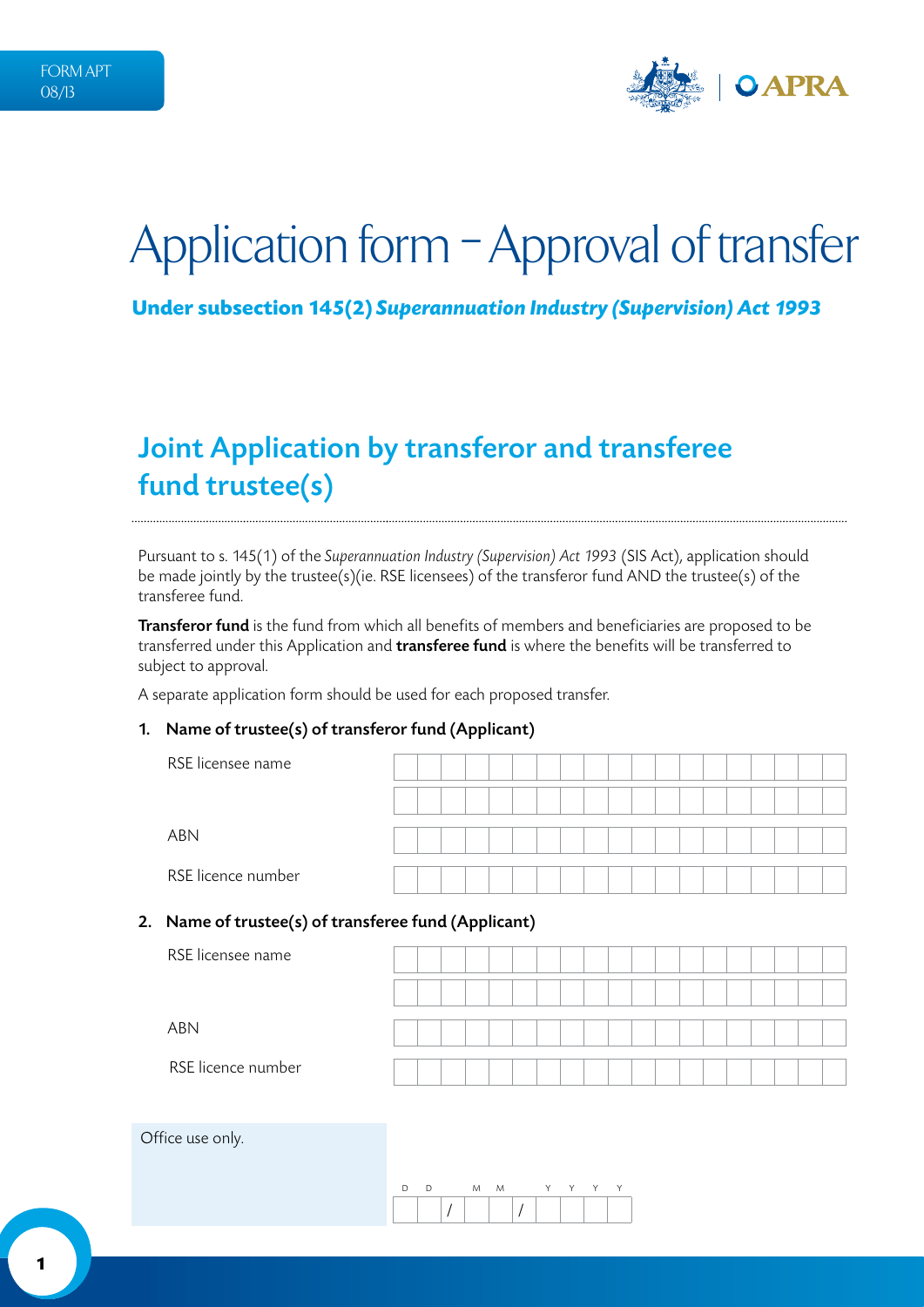FORM APT 08/13

# Application form – Approval of transfer

**Under subsection 145(2) *Superannuation Industry (Supervision) Act 1993***

## Joint Application by transferor and transferee fund trustee(s)

Pursuant to s. 145(1) of the *Superannuation Industry (Supervision) Act 1993* (SIS Act), application should be made jointly by the trustee(s)(ie. RSE licensees) of the transferor fund AND the trustee(s) of the transferee fund.

**Transferor fund** is the fund from which all benefits of members and beneficiaries are proposed to be transferred under this Application and **transferee fund** is where the benefits will be transferred to subject to approval.

A separate application form should be used for each proposed transfer.

### 1. Name of trustee(s) of transferor fund (Applicant)

RSE licensee name

ABN

RSE licence number

### 2. Name of trustee(s) of transferee fund (Applicant)

RSE licensee name

ABN

RSE licence number

Office use only.

D D / M M / Y Y Y Y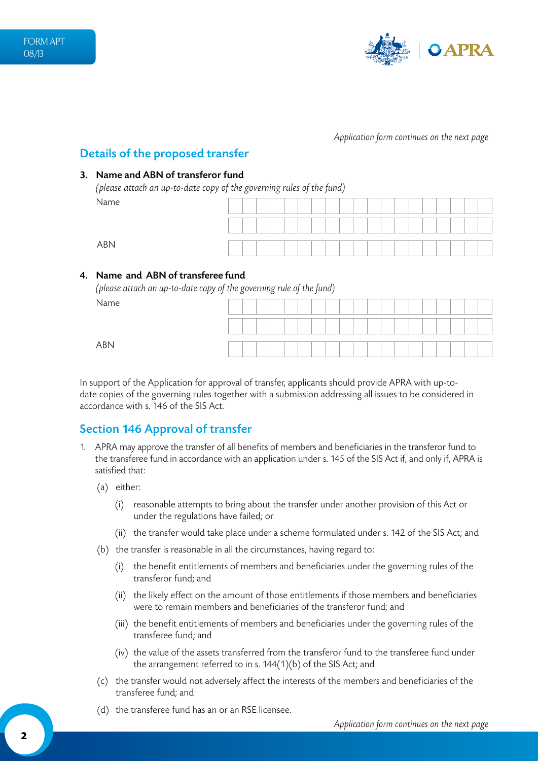*Application form continues on the next page*

## Details of the proposed transfer

### 3. Name and ABN of transferor fund

*(please attach an up-to-date copy of the governing rules of the fund)*

Name

ABN

### 4. Name and ABN of transferee fund

*(please attach an up-to-date copy of the governing rule of the fund)*

Name

ABN

In support of the Application for approval of transfer, applicants should provide APRA with up-to-date copies of the governing rules together with a submission addressing all issues to be considered in accordance with s. 146 of the SIS Act.

## Section 146 Approval of transfer

1. APRA may approve the transfer of all benefits of members and beneficiaries in the transferor fund to the transferee fund in accordance with an application under s. 145 of the SIS Act if, and only if, APRA is satisfied that:

   (a) either:

      (i) reasonable attempts to bring about the transfer under another provision of this Act or under the regulations have failed; or

      (ii) the transfer would take place under a scheme formulated under s. 142 of the SIS Act; and

   (b) the transfer is reasonable in all the circumstances, having regard to:

      (i) the benefit entitlements of members and beneficiaries under the governing rules of the transferor fund; and

      (ii) the likely effect on the amount of those entitlements if those members and beneficiaries were to remain members and beneficiaries of the transferor fund; and

      (iii) the benefit entitlements of members and beneficiaries under the governing rules of the transferee fund; and

      (iv) the value of the assets transferred from the transferor fund to the transferee fund under the arrangement referred to in s. 144(1)(b) of the SIS Act; and

   (c) the transfer would not adversely affect the interests of the members and beneficiaries of the transferee fund; and

   (d) the transferee fund has an or an RSE licensee.

*Application form continues on the next page*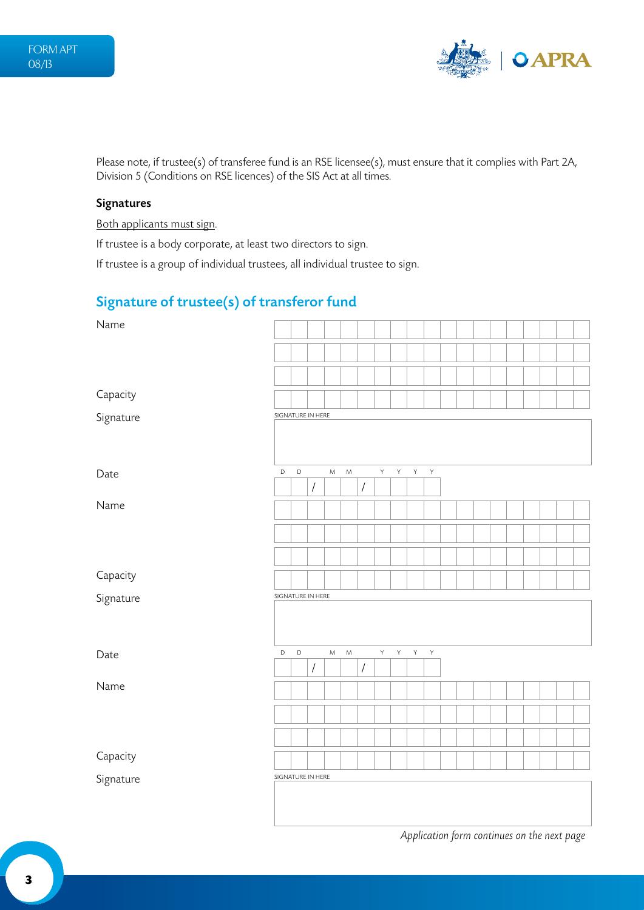Please note, if trustee(s) of transferee fund is an RSE licensee(s), must ensure that it complies with Part 2A, Division 5 (Conditions on RSE licences) of the SIS Act at all times.

### Signatures

Both applicants must sign.

If trustee is a body corporate, at least two directors to sign.

If trustee is a group of individual trustees, all individual trustee to sign.

## Signature of trustee(s) of transferor fund

Name

Capacity

Signature

SIGNATURE IN HERE

Date

D D / M M / Y Y Y Y

Name

Capacity

Signature

SIGNATURE IN HERE

Date

D D / M M / Y Y Y Y

Name

Capacity

Signature

SIGNATURE IN HERE

*Application form continues on the next page*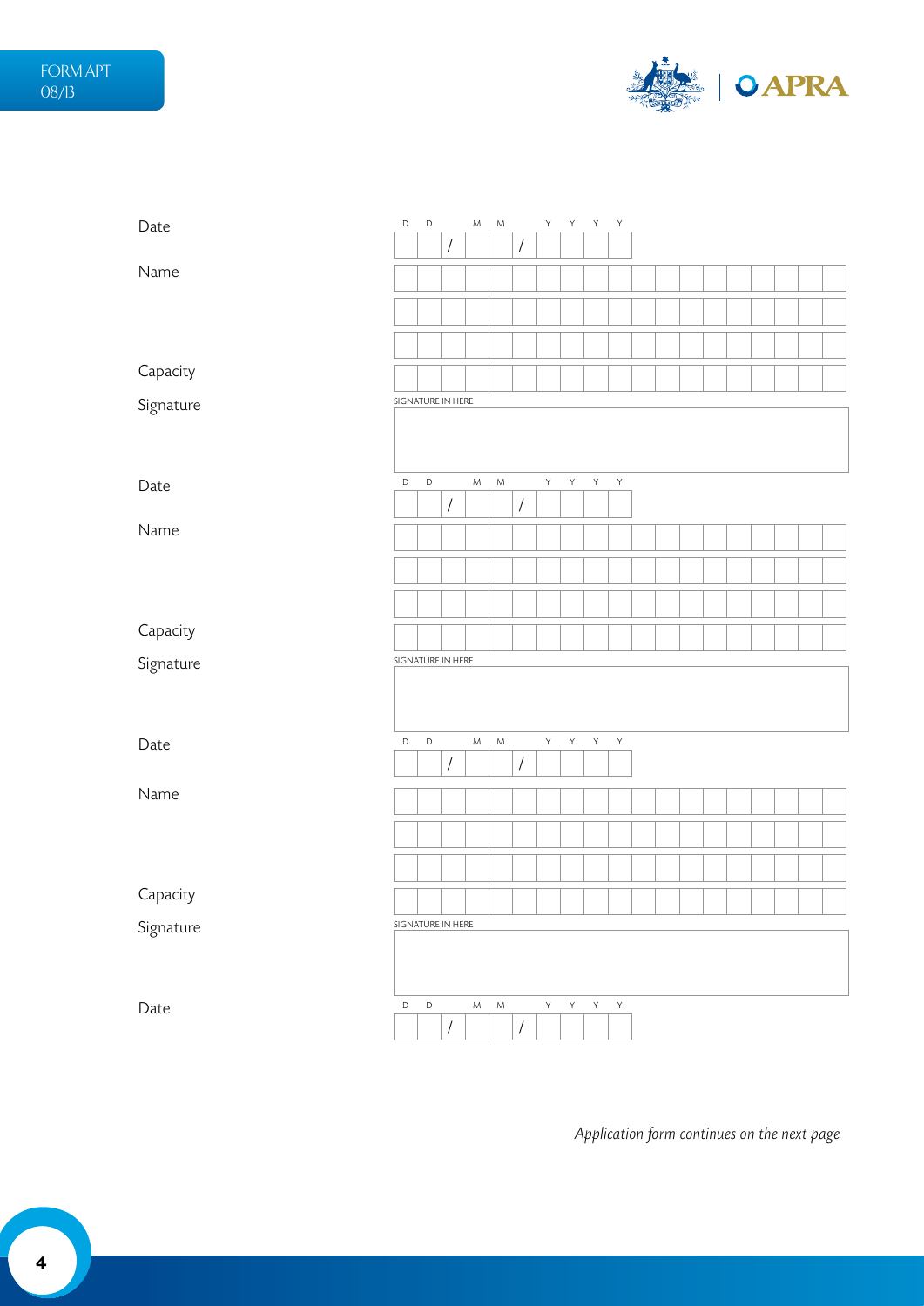Date

DD / MM / YYYY

Name

Capacity

Signature

SIGNATURE IN HERE

Date

DD / MM / YYYY

Name

Capacity

Signature

SIGNATURE IN HERE

Date

DD / MM / YYYY

Name

Capacity

Signature

SIGNATURE IN HERE

Date

DD / MM / YYYY

*Application form continues on the next page*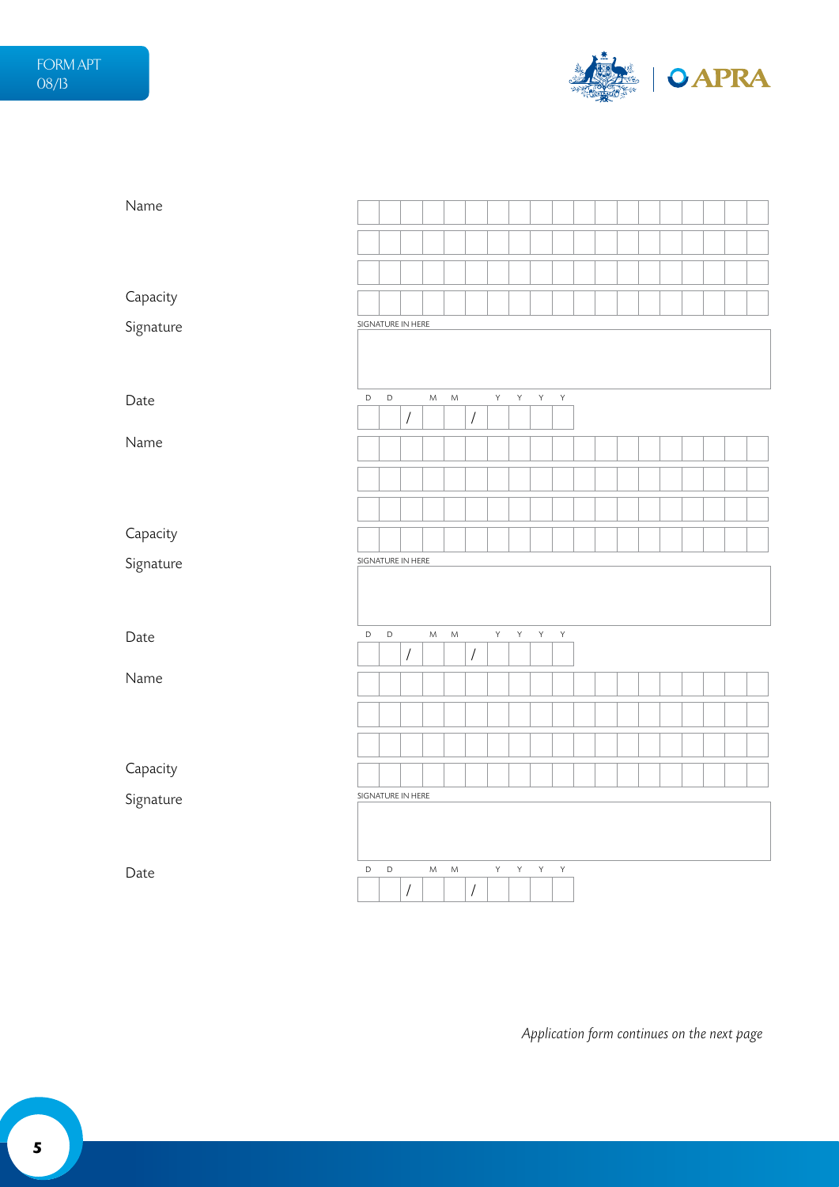FORM APT 08/13

Name

Capacity

Signature

SIGNATURE IN HERE

Date

D D / M M / Y Y Y Y

Name

Capacity

Signature

SIGNATURE IN HERE

Date

D D / M M / Y Y Y Y

Name

Capacity

Signature

SIGNATURE IN HERE

Date

D D / M M / Y Y Y Y

*Application form continues on the next page*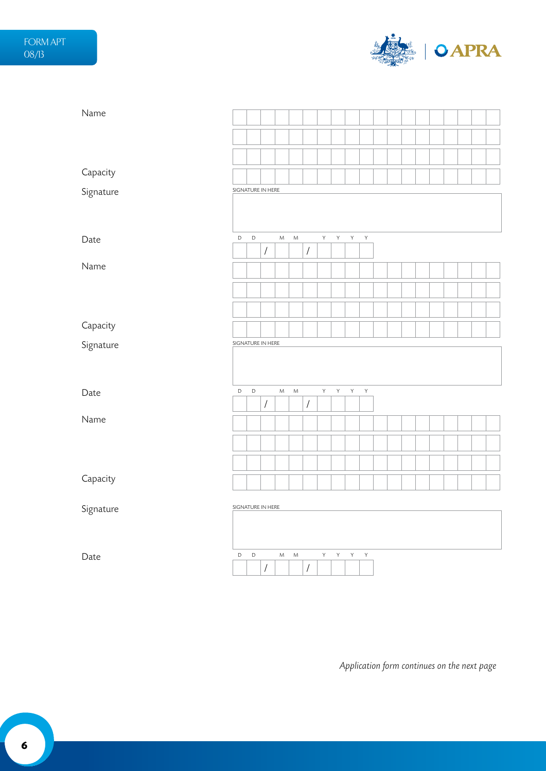Name

Capacity

Signature

SIGNATURE IN HERE

Date

D D / M M / Y Y Y Y

Name

Capacity

Signature

SIGNATURE IN HERE

Date

D D / M M / Y Y Y Y

Name

Capacity

Signature

SIGNATURE IN HERE

Date

D D / M M / Y Y Y Y

*Application form continues on the next page*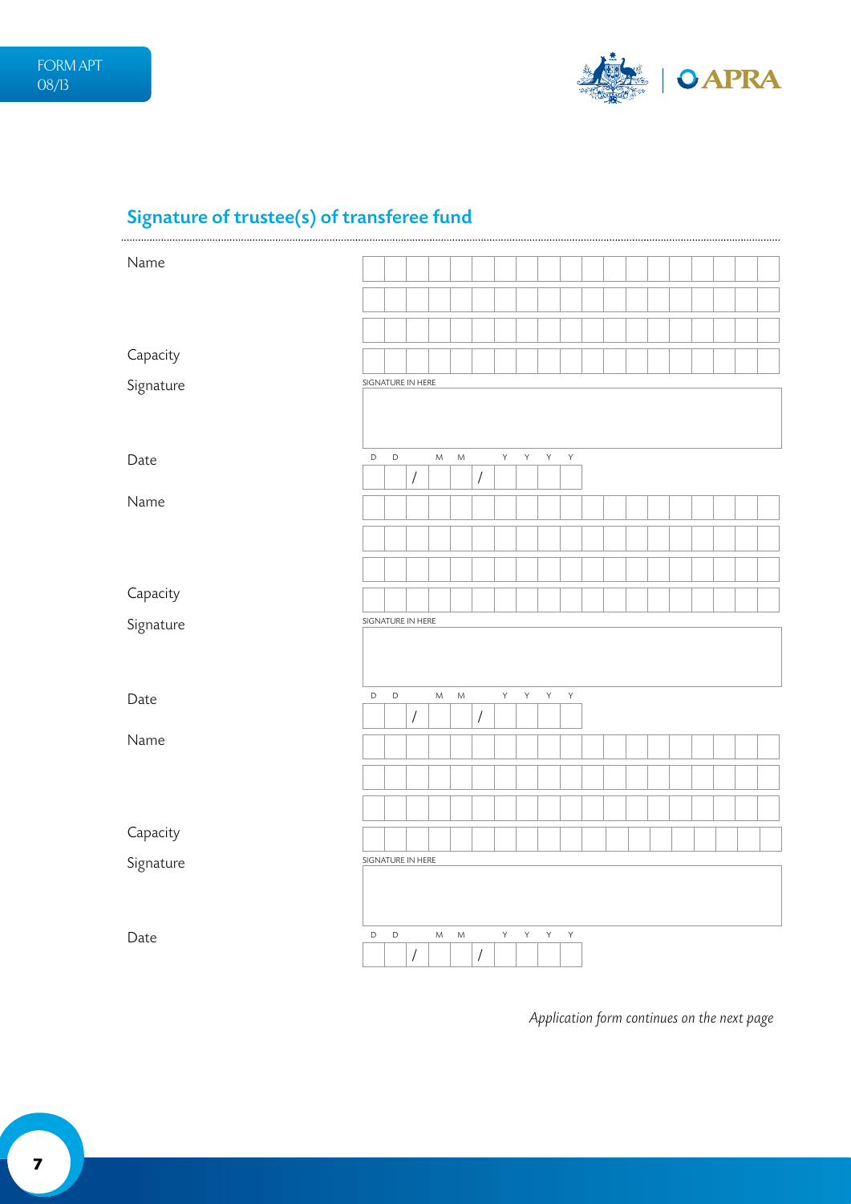## Signature of trustee(s) of transferee fund

Name

Capacity

Signature

SIGNATURE IN HERE

Date

D D / M M / Y Y Y Y

Name

Capacity

Signature

SIGNATURE IN HERE

Date

D D / M M / Y Y Y Y

Name

Capacity

Signature

SIGNATURE IN HERE

Date

D D / M M / Y Y Y Y

*Application form continues on the next page*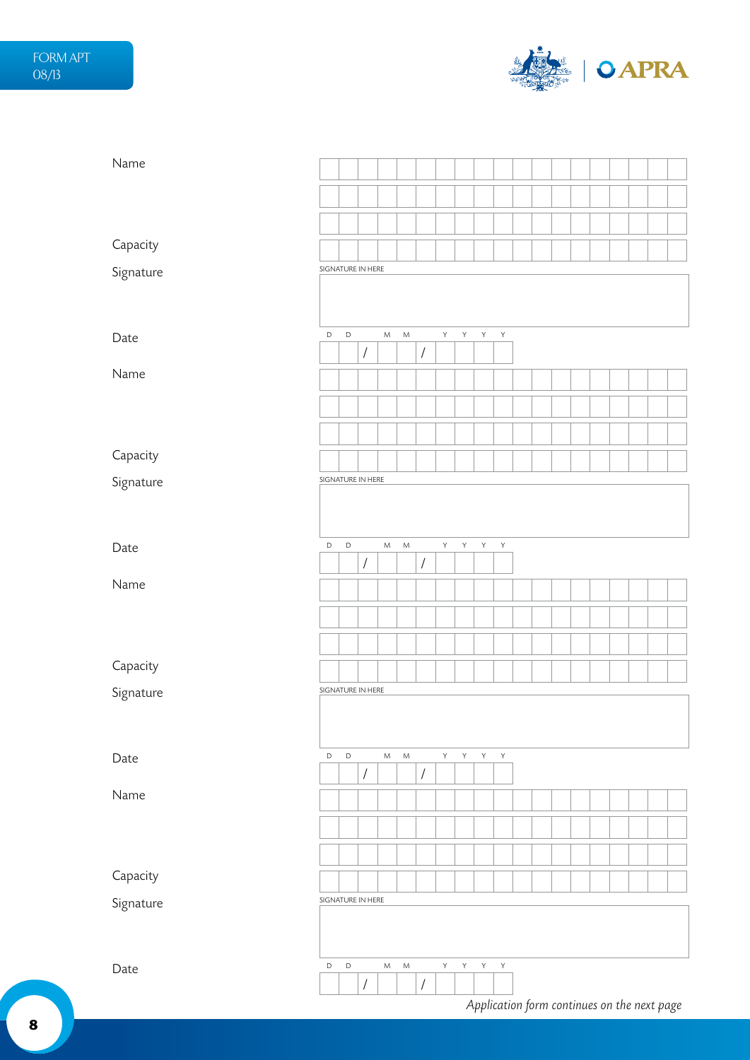Name

Capacity

Signature

SIGNATURE IN HERE

Date

D D / M M / Y Y Y Y

Name

Capacity

Signature

SIGNATURE IN HERE

Date

D D / M M / Y Y Y Y

Name

Capacity

Signature

SIGNATURE IN HERE

Date

D D / M M / Y Y Y Y

Name

Capacity

Signature

SIGNATURE IN HERE

Date

D D / M M / Y Y Y Y

*Application form continues on the next page*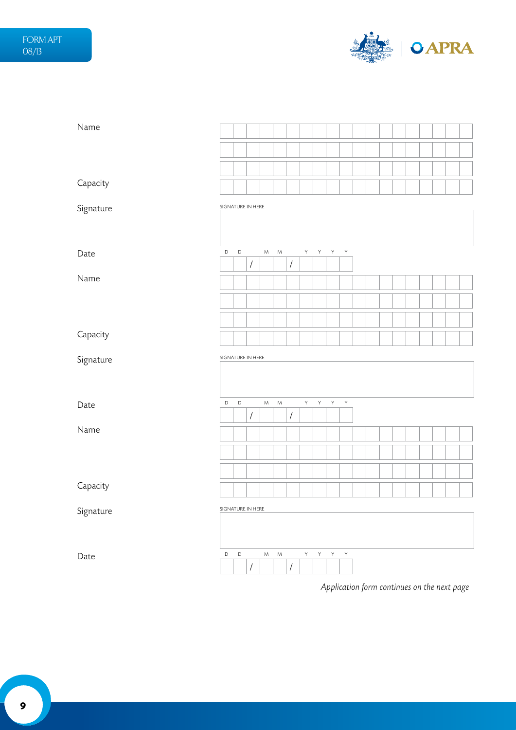Name

Capacity

Signature

SIGNATURE IN HERE

Date

D D / M M / Y Y Y Y

Name

Capacity

Signature

SIGNATURE IN HERE

Date

D D / M M / Y Y Y Y

Name

Capacity

Signature

SIGNATURE IN HERE

Date

D D / M M / Y Y Y Y

*Application form continues on the next page*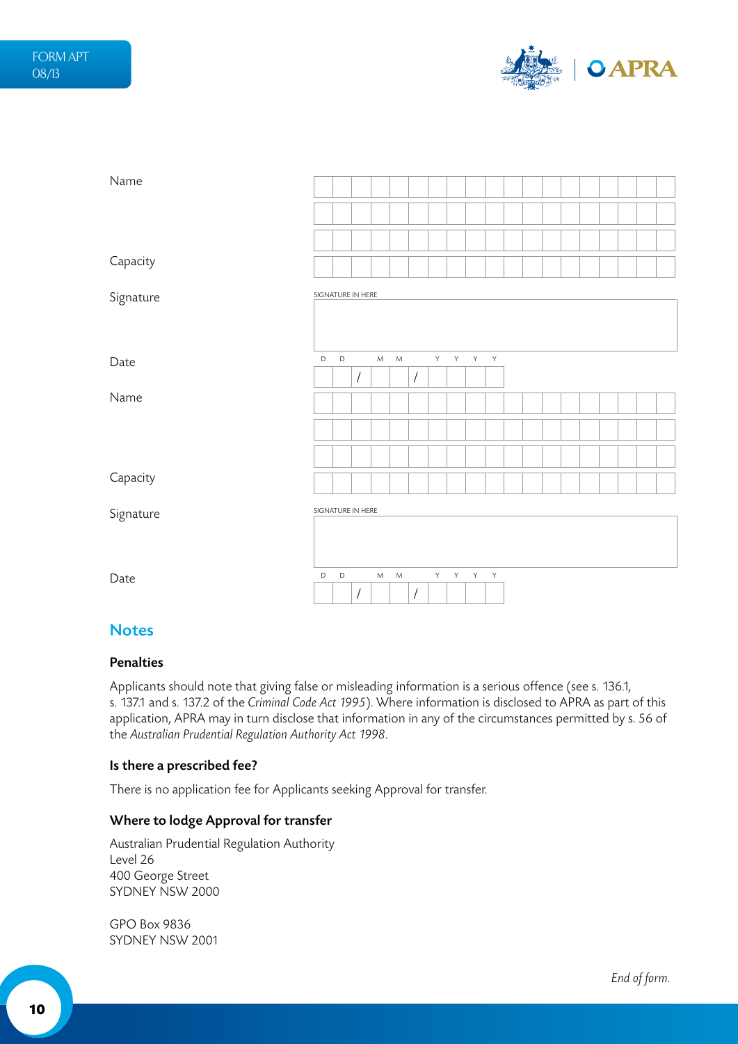Name

Capacity

Signature

SIGNATURE IN HERE

Date

D D / M M / Y Y Y Y

Name

Capacity

Signature

SIGNATURE IN HERE

Date

D D / M M / Y Y Y Y

## Notes

### Penalties

Applicants should note that giving false or misleading information is a serious offence (see s. 136.1, s. 137.1 and s. 137.2 of the *Criminal Code Act 1995*). Where information is disclosed to APRA as part of this application, APRA may in turn disclose that information in any of the circumstances permitted by s. 56 of the *Australian Prudential Regulation Authority Act 1998*.

### Is there a prescribed fee?

There is no application fee for Applicants seeking Approval for transfer.

### Where to lodge Approval for transfer

Australian Prudential Regulation Authority
Level 26
400 George Street
SYDNEY NSW 2000

GPO Box 9836
SYDNEY NSW 2001

*End of form.*